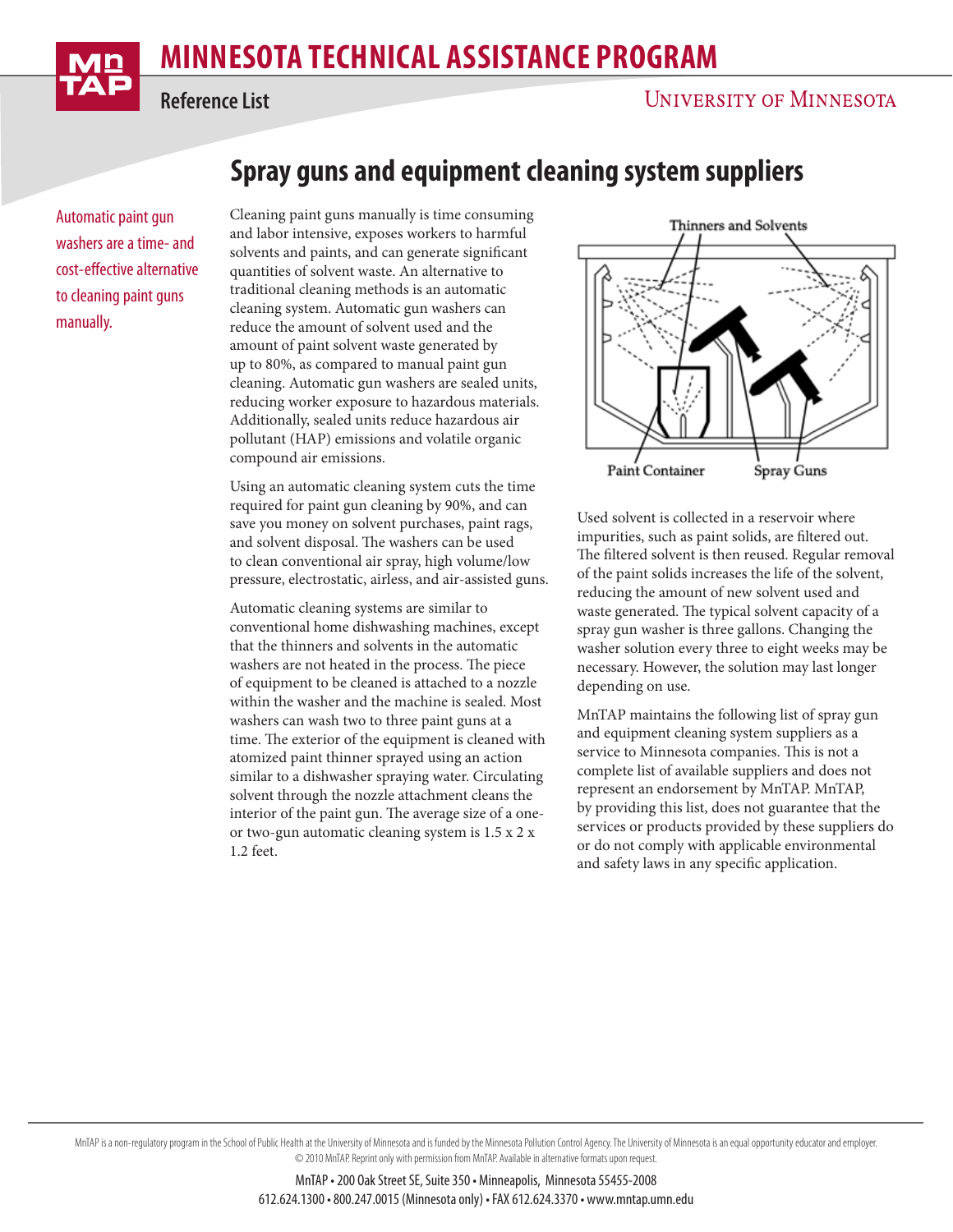# MINNESOTA TECHNICAL ASSISTANCE PROGRAM

**Reference List**

UNIVERSITY OF MINNESOTA

## Spray guns and equipment cleaning system suppliers

*Automatic paint gun washers are a time- and cost-effective alternative to cleaning paint guns manually.*

Cleaning paint guns manually is time consuming and labor intensive, exposes workers to harmful solvents and paints, and can generate significant quantities of solvent waste. An alternative to traditional cleaning methods is an automatic cleaning system. Automatic gun washers can reduce the amount of solvent used and the amount of paint solvent waste generated by up to 80%, as compared to manual paint gun cleaning. Automatic gun washers are sealed units, reducing worker exposure to hazardous materials. Additionally, sealed units reduce hazardous air pollutant (HAP) emissions and volatile organic compound air emissions.

Using an automatic cleaning system cuts the time required for paint gun cleaning by 90%, and can save you money on solvent purchases, paint rags, and solvent disposal. The washers can be used to clean conventional air spray, high volume/low pressure, electrostatic, airless, and air-assisted guns.

Automatic cleaning systems are similar to conventional home dishwashing machines, except that the thinners and solvents in the automatic washers are not heated in the process. The piece of equipment to be cleaned is attached to a nozzle within the washer and the machine is sealed. Most washers can wash two to three paint guns at a time. The exterior of the equipment is cleaned with atomized paint thinner sprayed using an action similar to a dishwasher spraying water. Circulating solvent through the nozzle attachment cleans the interior of the paint gun. The average size of a one- or two-gun automatic cleaning system is 1.5 x 2 x 1.2 feet.

Thinners and Solvents

Paint Container

Spray Guns

Used solvent is collected in a reservoir where impurities, such as paint solids, are filtered out. The filtered solvent is then reused. Regular removal of the paint solids increases the life of the solvent, reducing the amount of new solvent used and waste generated. The typical solvent capacity of a spray gun washer is three gallons. Changing the washer solution every three to eight weeks may be necessary. However, the solution may last longer depending on use.

MnTAP maintains the following list of spray gun and equipment cleaning system suppliers as a service to Minnesota companies. This is not a complete list of available suppliers and does not represent an endorsement by MnTAP. MnTAP, by providing this list, does not guarantee that the services or products provided by these suppliers do or do not comply with applicable environmental and safety laws in any specific application.

MnTAP is a non-regulatory program in the School of Public Health at the University of Minnesota and is funded by the Minnesota Pollution Control Agency. The University of Minnesota is an equal opportunity educator and employer.
© 2010 MnTAP. Reprint only with permission from MnTAP. Available in alternative formats upon request.

MnTAP • 200 Oak Street SE, Suite 350 • Minneapolis, Minnesota 55455-2008
612.624.1300 • 800.247.0015 (Minnesota only) • FAX 612.624.3370 • www.mntap.umn.edu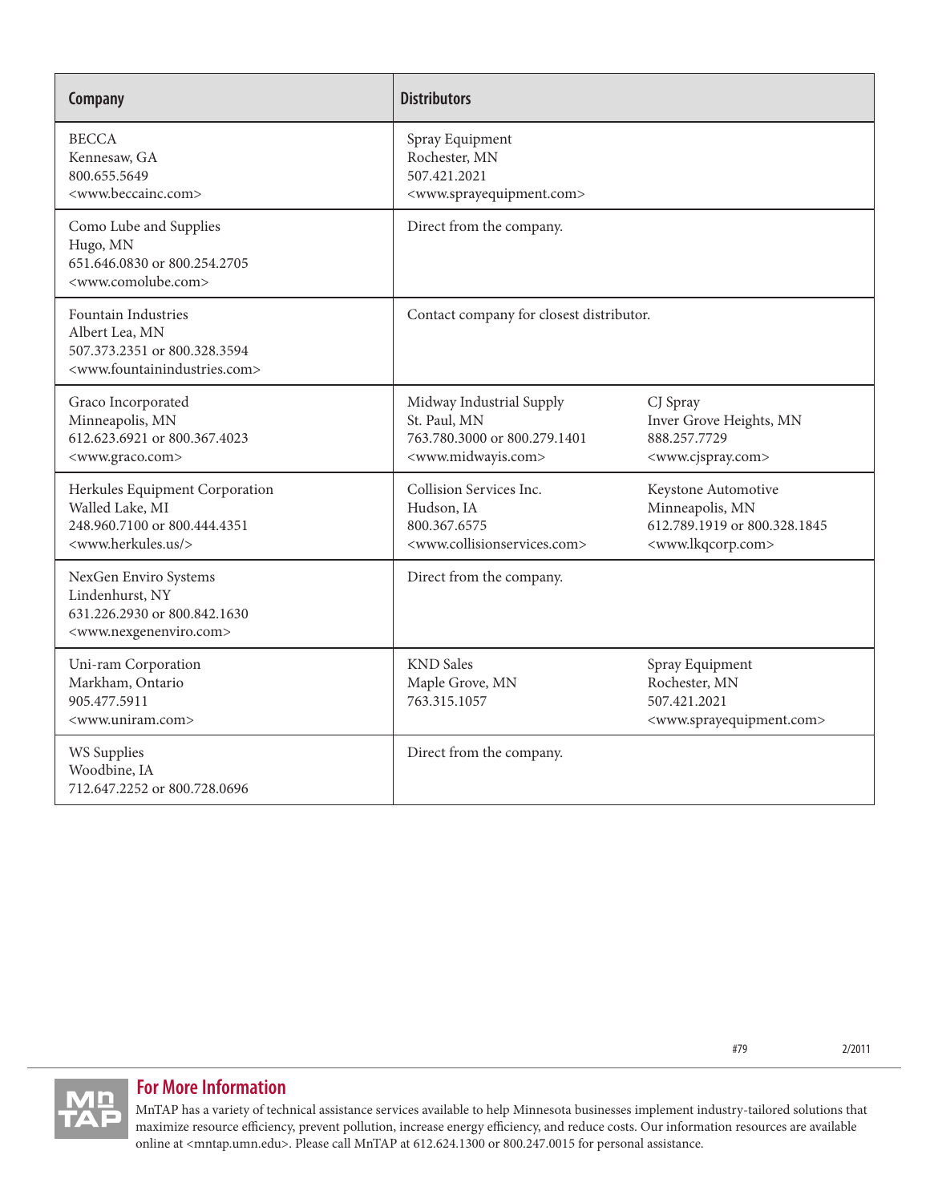| Company | Distributors | |
|---|---|---|
| BECCA<br>Kennesaw, GA<br>800.655.5649<br><www.beccainc.com> | Spray Equipment<br>Rochester, MN<br>507.421.2021<br><www.sprayequipment.com> | |
| Como Lube and Supplies<br>Hugo, MN<br>651.646.0830 or 800.254.2705<br><www.comolube.com> | Direct from the company. | |
| Fountain Industries<br>Albert Lea, MN<br>507.373.2351 or 800.328.3594<br><www.fountainindustries.com> | Contact company for closest distributor. | |
| Graco Incorporated<br>Minneapolis, MN<br>612.623.6921 or 800.367.4023<br><www.graco.com> | Midway Industrial Supply<br>St. Paul, MN<br>763.780.3000 or 800.279.1401<br><www.midwayis.com> | CJ Spray<br>Inver Grove Heights, MN<br>888.257.7729<br><www.cjspray.com> |
| Herkules Equipment Corporation<br>Walled Lake, MI<br>248.960.7100 or 800.444.4351<br><www.herkules.us/> | Collision Services Inc.<br>Hudson, IA<br>800.367.6575<br><www.collisionservices.com> | Keystone Automotive<br>Minneapolis, MN<br>612.789.1919 or 800.328.1845<br><www.lkqcorp.com> |
| NexGen Enviro Systems<br>Lindenhurst, NY<br>631.226.2930 or 800.842.1630<br><www.nexgenenviro.com> | Direct from the company. | |
| Uni-ram Corporation<br>Markham, Ontario<br>905.477.5911<br><www.uniram.com> | KND Sales<br>Maple Grove, MN<br>763.315.1057 | Spray Equipment<br>Rochester, MN<br>507.421.2021<br><www.sprayequipment.com> |
| WS Supplies<br>Woodbine, IA<br>712.647.2252 or 800.728.0696 | Direct from the company. | |

#79 2/2011

## For More Information

MnTAP has a variety of technical assistance services available to help Minnesota businesses implement industry-tailored solutions that maximize resource efficiency, prevent pollution, increase energy efficiency, and reduce costs. Our information resources are available online at <mntap.umn.edu>. Please call MnTAP at 612.624.1300 or 800.247.0015 for personal assistance.